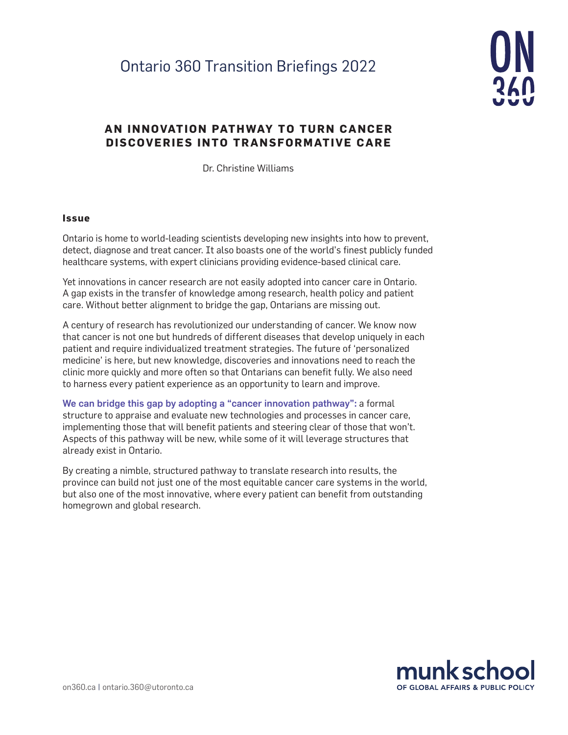Ontario 360 Transition Briefings 2022

# AN INNOVATION PATHWAY TO TURN CANCER DISCOVERIES INTO TRANSFORMATIVE CARE

Dr. Christine Williams

## Issue

Ontario is home to world-leading scientists developing new insights into how to prevent, detect, diagnose and treat cancer. It also boasts one of the world's finest publicly funded healthcare systems, with expert clinicians providing evidence-based clinical care.

Yet innovations in cancer research are not easily adopted into cancer care in Ontario. A gap exists in the transfer of knowledge among research, health policy and patient care. Without better alignment to bridge the gap, Ontarians are missing out.

A century of research has revolutionized our understanding of cancer. We know now that cancer is not one but hundreds of different diseases that develop uniquely in each patient and require individualized treatment strategies. The future of 'personalized medicine' is here, but new knowledge, discoveries and innovations need to reach the clinic more quickly and more often so that Ontarians can benefit fully. We also need to harness every patient experience as an opportunity to learn and improve.

**We can bridge this gap by adopting a "cancer innovation pathway":** a formal structure to appraise and evaluate new technologies and processes in cancer care, implementing those that will benefit patients and steering clear of those that won't. Aspects of this pathway will be new, while some of it will leverage structures that already exist in Ontario.

By creating a nimble, structured pathway to translate research into results, the province can build not just one of the most equitable cancer care systems in the world, but also one of the most innovative, where every patient can benefit from outstanding homegrown and global research.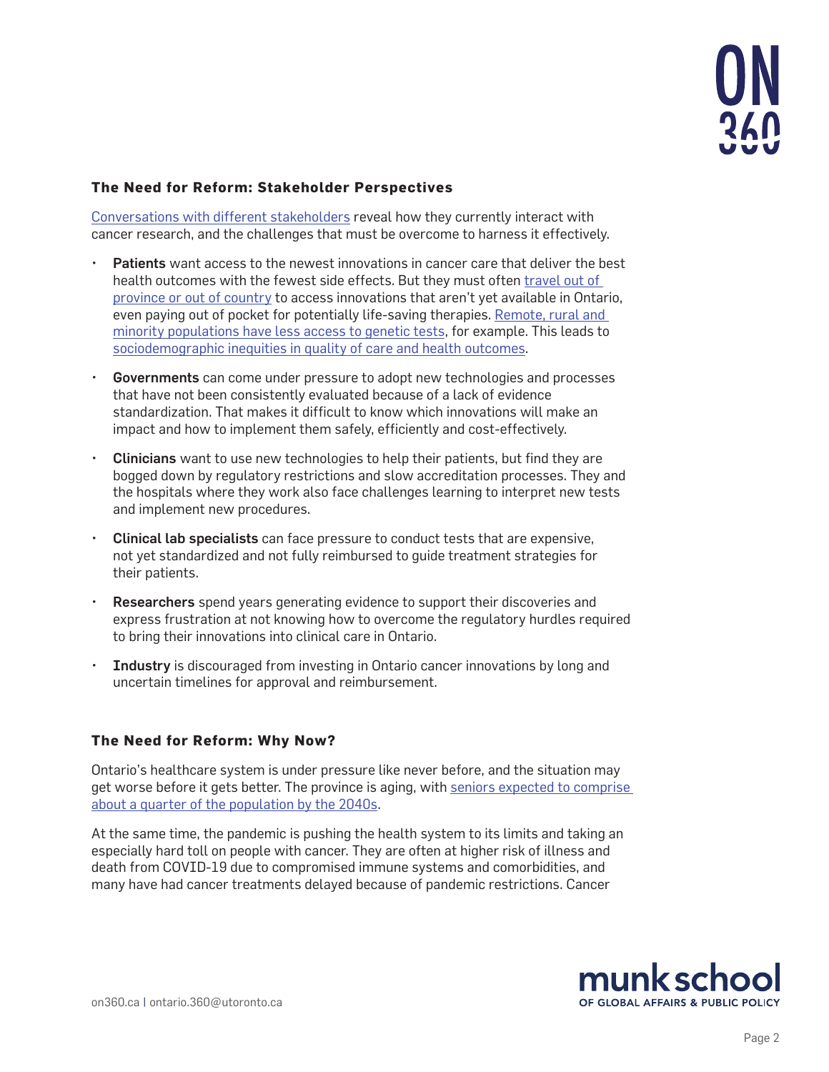### The Need for Reform: Stakeholder Perspectives

Conversations with different stakeholders reveal how they currently interact with cancer research, and the challenges that must be overcome to harness it effectively.

- **Patients** want access to the newest innovations in cancer care that deliver the best health outcomes with the fewest side effects. But they must often travel out of province or out of country to access innovations that aren't yet available in Ontario, even paying out of pocket for potentially life-saving therapies. Remote, rural and minority populations have less access to genetic tests, for example. This leads to sociodemographic inequities in quality of care and health outcomes.
- **Governments** can come under pressure to adopt new technologies and processes that have not been consistently evaluated because of a lack of evidence standardization. That makes it difficult to know which innovations will make an impact and how to implement them safely, efficiently and cost-effectively.
- **Clinicians** want to use new technologies to help their patients, but find they are bogged down by regulatory restrictions and slow accreditation processes. They and the hospitals where they work also face challenges learning to interpret new tests and implement new procedures.
- **Clinical lab specialists** can face pressure to conduct tests that are expensive, not yet standardized and not fully reimbursed to guide treatment strategies for their patients.
- **Researchers** spend years generating evidence to support their discoveries and express frustration at not knowing how to overcome the regulatory hurdles required to bring their innovations into clinical care in Ontario.
- **Industry** is discouraged from investing in Ontario cancer innovations by long and uncertain timelines for approval and reimbursement.

### The Need for Reform: Why Now?

Ontario's healthcare system is under pressure like never before, and the situation may get worse before it gets better. The province is aging, with seniors expected to comprise about a quarter of the population by the 2040s.

At the same time, the pandemic is pushing the health system to its limits and taking an especially hard toll on people with cancer. They are often at higher risk of illness and death from COVID-19 due to compromised immune systems and comorbidities, and many have had cancer treatments delayed because of pandemic restrictions. Cancer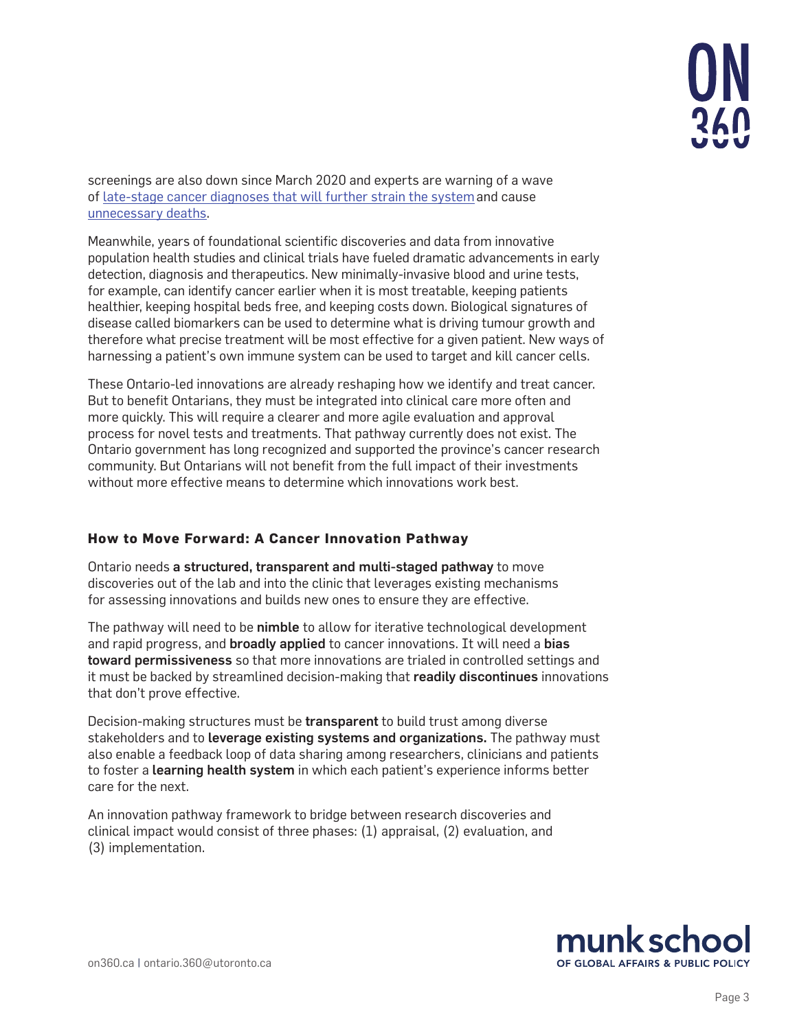screenings are also down since March 2020 and experts are warning of a wave of late-stage cancer diagnoses that will further strain the system and cause unnecessary deaths.

Meanwhile, years of foundational scientific discoveries and data from innovative population health studies and clinical trials have fueled dramatic advancements in early detection, diagnosis and therapeutics. New minimally-invasive blood and urine tests, for example, can identify cancer earlier when it is most treatable, keeping patients healthier, keeping hospital beds free, and keeping costs down. Biological signatures of disease called biomarkers can be used to determine what is driving tumour growth and therefore what precise treatment will be most effective for a given patient. New ways of harnessing a patient's own immune system can be used to target and kill cancer cells.

These Ontario-led innovations are already reshaping how we identify and treat cancer. But to benefit Ontarians, they must be integrated into clinical care more often and more quickly. This will require a clearer and more agile evaluation and approval process for novel tests and treatments. That pathway currently does not exist. The Ontario government has long recognized and supported the province's cancer research community. But Ontarians will not benefit from the full impact of their investments without more effective means to determine which innovations work best.

## How to Move Forward: A Cancer Innovation Pathway

Ontario needs **a structured, transparent and multi-staged pathway** to move discoveries out of the lab and into the clinic that leverages existing mechanisms for assessing innovations and builds new ones to ensure they are effective.

The pathway will need to be **nimble** to allow for iterative technological development and rapid progress, and **broadly applied** to cancer innovations. It will need a **bias toward permissiveness** so that more innovations are trialed in controlled settings and it must be backed by streamlined decision-making that **readily discontinues** innovations that don't prove effective.

Decision-making structures must be **transparent** to build trust among diverse stakeholders and to **leverage existing systems and organizations.** The pathway must also enable a feedback loop of data sharing among researchers, clinicians and patients to foster a **learning health system** in which each patient's experience informs better care for the next.

An innovation pathway framework to bridge between research discoveries and clinical impact would consist of three phases: (1) appraisal, (2) evaluation, and (3) implementation.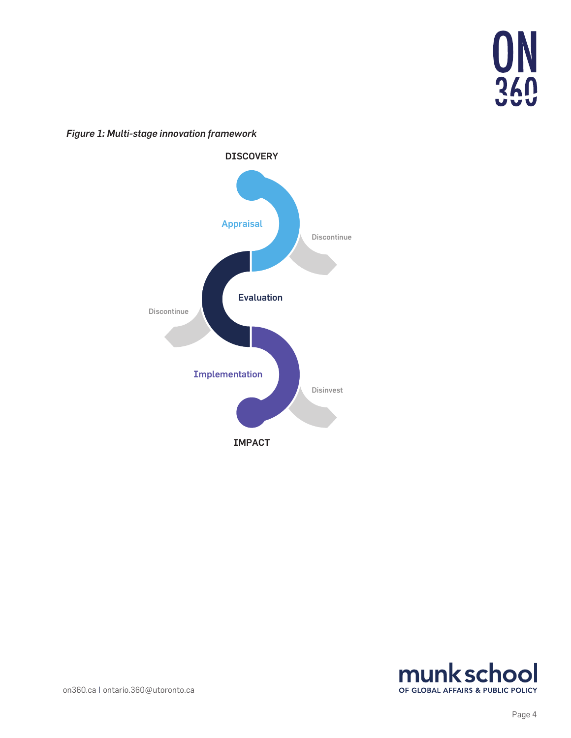*Figure 1: Multi-stage innovation framework*

DISCOVERY

Appraisal

Discontinue

Evaluation

Discontinue

Implementation

Disinvest

IMPACT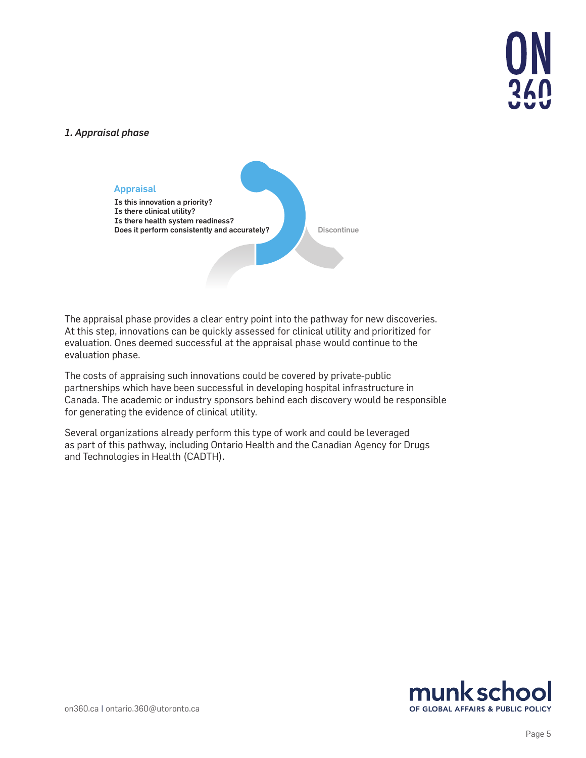*1. Appraisal phase*

**Appraisal**

**Is this innovation a priority?**
**Is there clinical utility?**
**Is there health system readiness?**
**Does it perform consistently and accurately?**

Discontinue

The appraisal phase provides a clear entry point into the pathway for new discoveries. At this step, innovations can be quickly assessed for clinical utility and prioritized for evaluation. Ones deemed successful at the appraisal phase would continue to the evaluation phase.

The costs of appraising such innovations could be covered by private-public partnerships which have been successful in developing hospital infrastructure in Canada. The academic or industry sponsors behind each discovery would be responsible for generating the evidence of clinical utility.

Several organizations already perform this type of work and could be leveraged as part of this pathway, including Ontario Health and the Canadian Agency for Drugs and Technologies in Health (CADTH).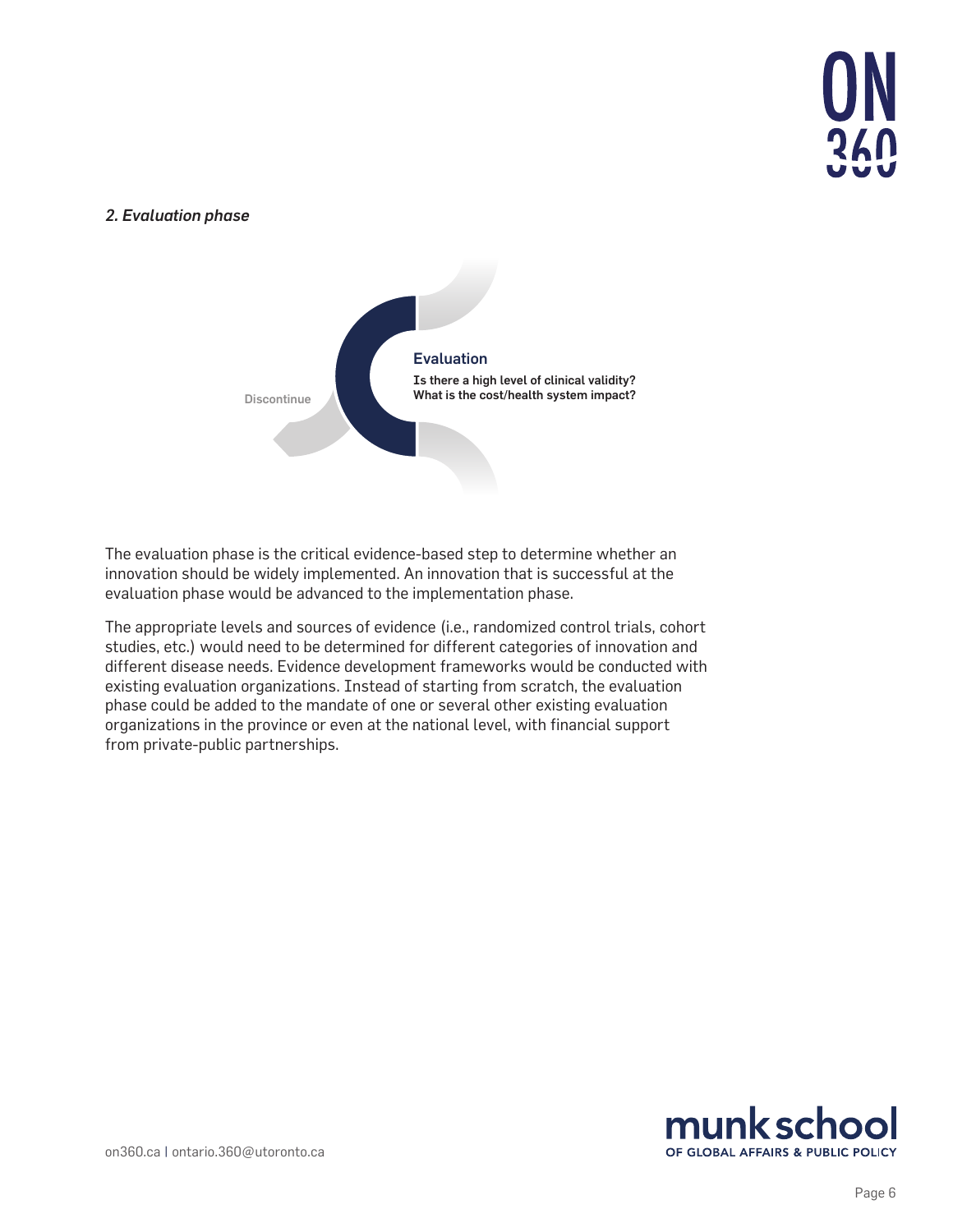*2. Evaluation phase*

Discontinue

Evaluation

**Is there a high level of clinical validity?**
**What is the cost/health system impact?**

The evaluation phase is the critical evidence-based step to determine whether an innovation should be widely implemented. An innovation that is successful at the evaluation phase would be advanced to the implementation phase.

The appropriate levels and sources of evidence (i.e., randomized control trials, cohort studies, etc.) would need to be determined for different categories of innovation and different disease needs. Evidence development frameworks would be conducted with existing evaluation organizations. Instead of starting from scratch, the evaluation phase could be added to the mandate of one or several other existing evaluation organizations in the province or even at the national level, with financial support from private-public partnerships.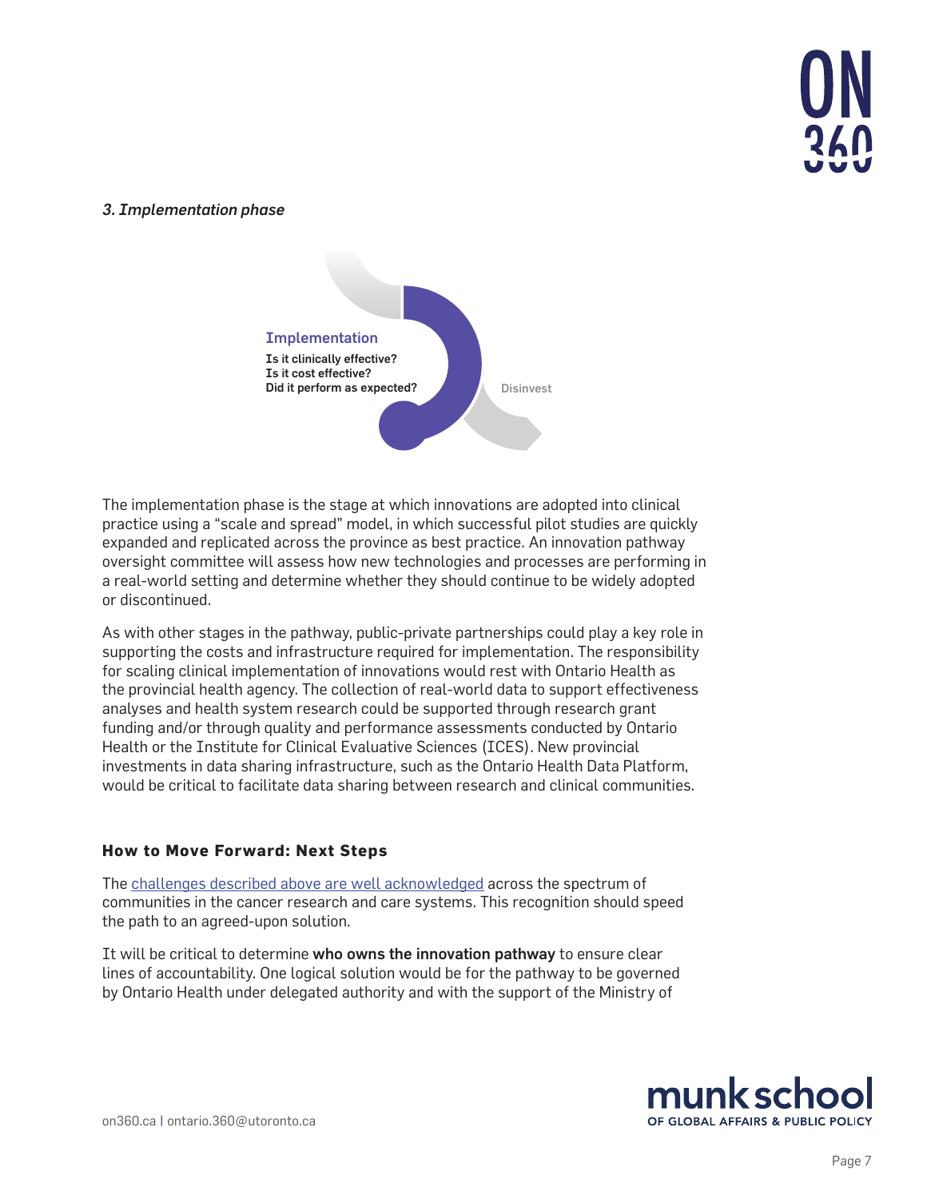*3. Implementation phase*

**Implementation**

**Is it clinically effective?**
**Is it cost effective?**
**Did it perform as expected?**

Disinvest

The implementation phase is the stage at which innovations are adopted into clinical practice using a "scale and spread" model, in which successful pilot studies are quickly expanded and replicated across the province as best practice. An innovation pathway oversight committee will assess how new technologies and processes are performing in a real-world setting and determine whether they should continue to be widely adopted or discontinued.

As with other stages in the pathway, public-private partnerships could play a key role in supporting the costs and infrastructure required for implementation. The responsibility for scaling clinical implementation of innovations would rest with Ontario Health as the provincial health agency. The collection of real-world data to support effectiveness analyses and health system research could be supported through research grant funding and/or through quality and performance assessments conducted by Ontario Health or the Institute for Clinical Evaluative Sciences (ICES). New provincial investments in data sharing infrastructure, such as the Ontario Health Data Platform, would be critical to facilitate data sharing between research and clinical communities.

### How to Move Forward: Next Steps

The challenges described above are well acknowledged across the spectrum of communities in the cancer research and care systems. This recognition should speed the path to an agreed-upon solution.

It will be critical to determine **who owns the innovation pathway** to ensure clear lines of accountability. One logical solution would be for the pathway to be governed by Ontario Health under delegated authority and with the support of the Ministry of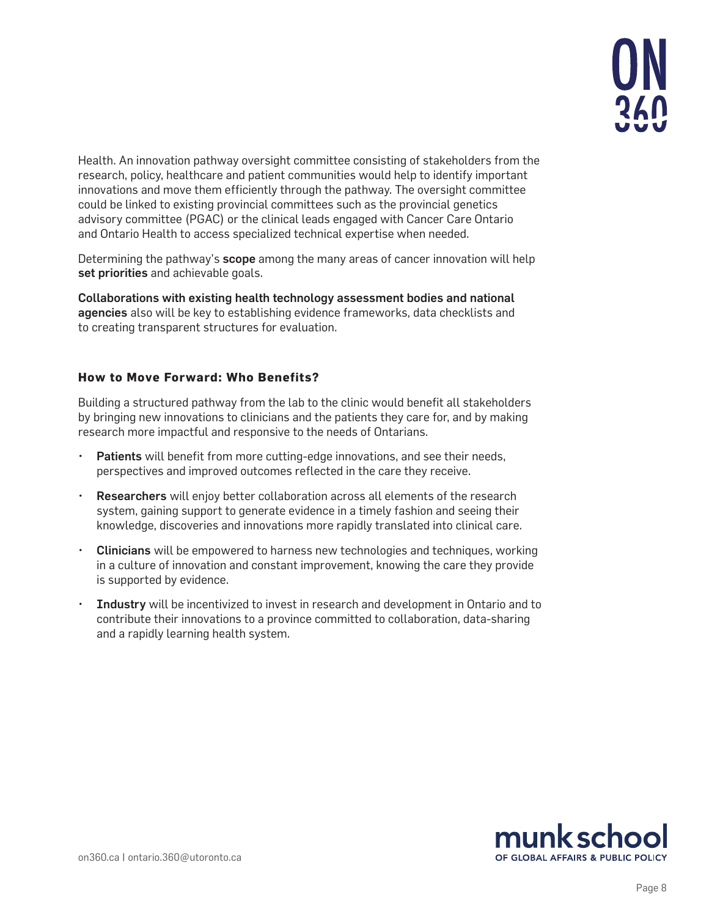Health. An innovation pathway oversight committee consisting of stakeholders from the research, policy, healthcare and patient communities would help to identify important innovations and move them efficiently through the pathway. The oversight committee could be linked to existing provincial committees such as the provincial genetics advisory committee (PGAC) or the clinical leads engaged with Cancer Care Ontario and Ontario Health to access specialized technical expertise when needed.

Determining the pathway's **scope** among the many areas of cancer innovation will help **set priorities** and achievable goals.

**Collaborations with existing health technology assessment bodies and national agencies** also will be key to establishing evidence frameworks, data checklists and to creating transparent structures for evaluation.

### How to Move Forward: Who Benefits?

Building a structured pathway from the lab to the clinic would benefit all stakeholders by bringing new innovations to clinicians and the patients they care for, and by making research more impactful and responsive to the needs of Ontarians.

- **Patients** will benefit from more cutting-edge innovations, and see their needs, perspectives and improved outcomes reflected in the care they receive.
- **Researchers** will enjoy better collaboration across all elements of the research system, gaining support to generate evidence in a timely fashion and seeing their knowledge, discoveries and innovations more rapidly translated into clinical care.
- **Clinicians** will be empowered to harness new technologies and techniques, working in a culture of innovation and constant improvement, knowing the care they provide is supported by evidence.
- **Industry** will be incentivized to invest in research and development in Ontario and to contribute their innovations to a province committed to collaboration, data-sharing and a rapidly learning health system.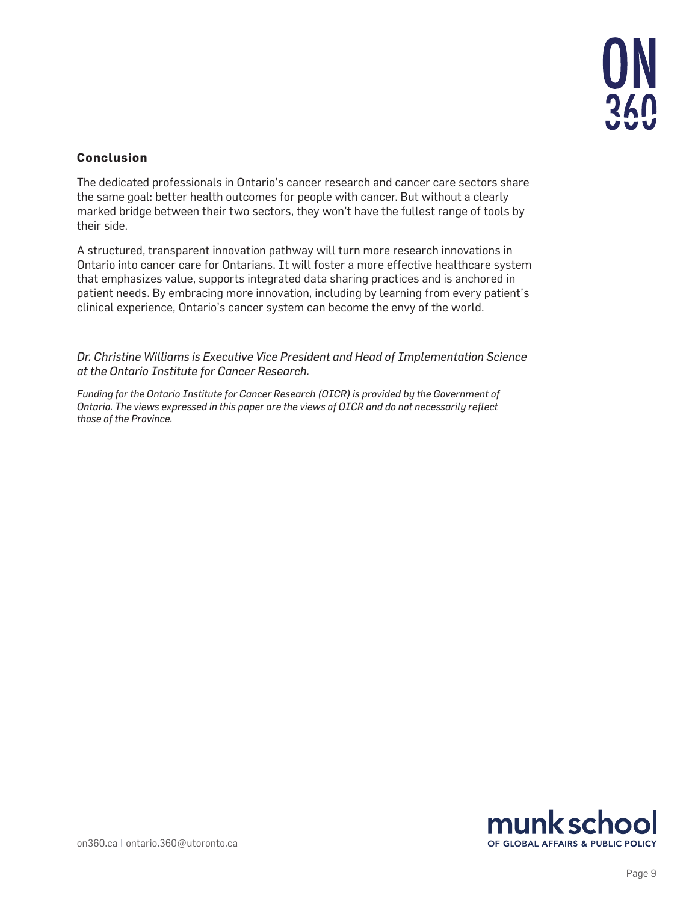## Conclusion

The dedicated professionals in Ontario's cancer research and cancer care sectors share the same goal: better health outcomes for people with cancer. But without a clearly marked bridge between their two sectors, they won't have the fullest range of tools by their side.

A structured, transparent innovation pathway will turn more research innovations in Ontario into cancer care for Ontarians. It will foster a more effective healthcare system that emphasizes value, supports integrated data sharing practices and is anchored in patient needs. By embracing more innovation, including by learning from every patient's clinical experience, Ontario's cancer system can become the envy of the world.

*Dr. Christine Williams is Executive Vice President and Head of Implementation Science at the Ontario Institute for Cancer Research.*

*Funding for the Ontario Institute for Cancer Research (OICR) is provided by the Government of Ontario. The views expressed in this paper are the views of OICR and do not necessarily reflect those of the Province.*